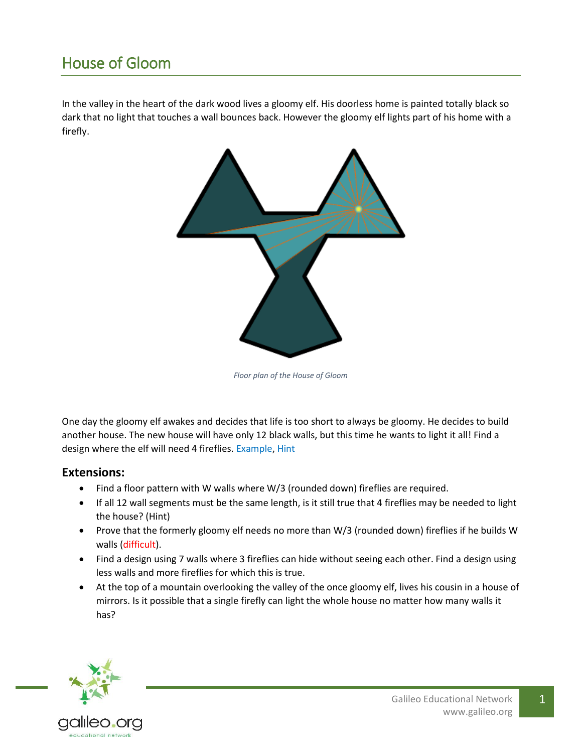# House of Gloom

In the valley in the heart of the dark wood lives a gloomy elf. His doorless home is painted totally black so dark that no light that touches a wall bounces back. However the gloomy elf lights part of his home with a firefly.

*Floor plan of the House of Gloom*

One day the gloomy elf awakes and decides that life is too short to always be gloomy. He decides to build another house. The new house will have only 12 black walls, but this time he wants to light it all! Find a design where the elf will need 4 fireflies. Example, Hint

## Extensions:

- Find a floor pattern with W walls where W/3 (rounded down) fireflies are required.
- If all 12 wall segments must be the same length, is it still true that 4 fireflies may be needed to light the house? (Hint)
- Prove that the formerly gloomy elf needs no more than W/3 (rounded down) fireflies if he builds W walls (difficult).
- Find a design using 7 walls where 3 fireflies can hide without seeing each other. Find a design using less walls and more fireflies for which this is true.
- At the top of a mountain overlooking the valley of the once gloomy elf, lives his cousin in a house of mirrors. Is it possible that a single firefly can light the whole house no matter how many walls it has?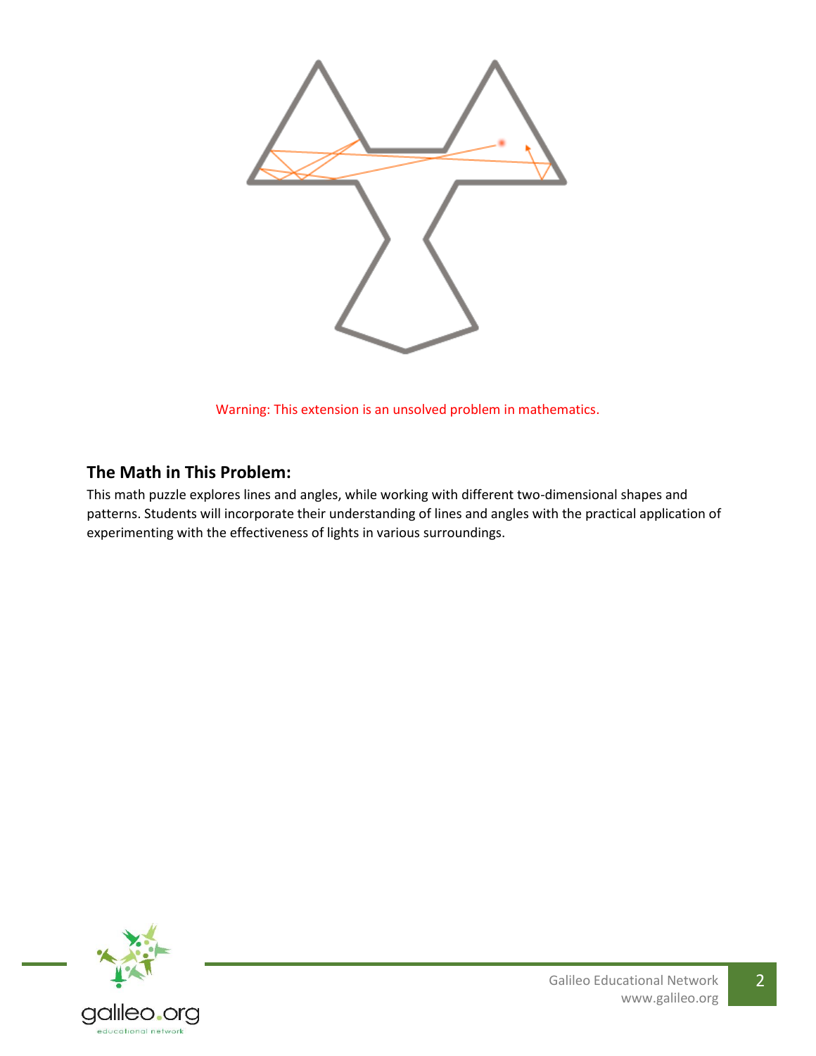Warning: This extension is an unsolved problem in mathematics.

## The Math in This Problem:

This math puzzle explores lines and angles, while working with different two-dimensional shapes and patterns. Students will incorporate their understanding of lines and angles with the practical application of experimenting with the effectiveness of lights in various surroundings.